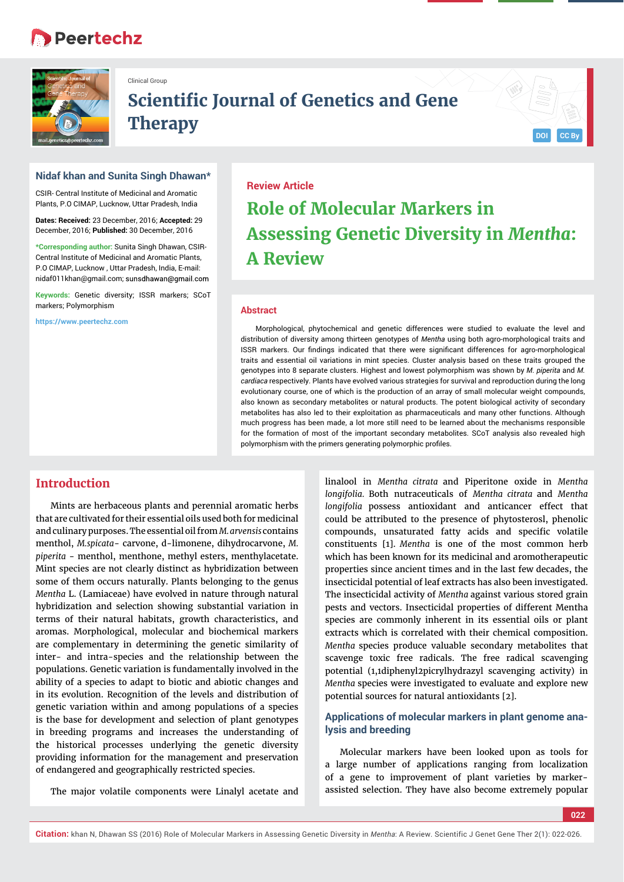Clinical Group

# Scientific Journal of Genetics and Gene Therapy

**Nidaf khan and Sunita Singh Dhawan***

CSIR- Central Institute of Medicinal and Aromatic Plants, P.O CIMAP, Lucknow, Uttar Pradesh, India

**Dates: Received:** 23 December, 2016; **Accepted:** 29 December, 2016; **Published:** 30 December, 2016

***Corresponding author:** Sunita Singh Dhawan, CSIR-Central Institute of Medicinal and Aromatic Plants, P.O CIMAP, Lucknow , Uttar Pradesh, India, E-mail: nidaf011khan@gmail.com; sunsdhawan@gmail.com

**Keywords:** Genetic diversity; ISSR markers; SCoT markers; Polymorphism

https://www.peertechz.com

**Review Article**

# Role of Molecular Markers in Assessing Genetic Diversity in *Mentha*: A Review

## Abstract

Morphological, phytochemical and genetic differences were studied to evaluate the level and distribution of diversity among thirteen genotypes of *Mentha* using both agro-morphological traits and ISSR markers. Our findings indicated that there were significant differences for agro-morphological traits and essential oil variations in mint species. Cluster analysis based on these traits grouped the genotypes into 8 separate clusters. Highest and lowest polymorphism was shown by *M. piperita* and *M. cardiaca* respectively. Plants have evolved various strategies for survival and reproduction during the long evolutionary course, one of which is the production of an array of small molecular weight compounds, also known as secondary metabolites or natural products. The potent biological activity of secondary metabolites has also led to their exploitation as pharmaceuticals and many other functions. Although much progress has been made, a lot more still need to be learned about the mechanisms responsible for the formation of most of the important secondary metabolites. SCoT analysis also revealed high polymorphism with the primers generating polymorphic profiles.

## Introduction

Mints are herbaceous plants and perennial aromatic herbs that are cultivated for their essential oils used both for medicinal and culinary purposes. The essential oil from *M. arvensis* contains menthol, *M.spicata*- carvone, d-limonene, dihydrocarvone, *M. piperita* - menthol, menthone, methyl esters, menthylacetate. Mint species are not clearly distinct as hybridization between some of them occurs naturally. Plants belonging to the genus *Mentha* L. (Lamiaceae) have evolved in nature through natural hybridization and selection showing substantial variation in terms of their natural habitats, growth characteristics, and aromas. Morphological, molecular and biochemical markers are complementary in determining the genetic similarity of inter- and intra-species and the relationship between the populations. Genetic variation is fundamentally involved in the ability of a species to adapt to biotic and abiotic changes and in its evolution. Recognition of the levels and distribution of genetic variation within and among populations of a species is the base for development and selection of plant genotypes in breeding programs and increases the understanding of the historical processes underlying the genetic diversity providing information for the management and preservation of endangered and geographically restricted species.

The major volatile components were Linalyl acetate and linalool in *Mentha citrata* and Piperitone oxide in *Mentha longifolia*. Both nutraceuticals of *Mentha citrata* and *Mentha longifolia* possess antioxidant and anticancer effect that could be attributed to the presence of phytosterol, phenolic compounds, unsaturated fatty acids and specific volatile constituents [1]. *Mentha* is one of the most common herb which has been known for its medicinal and aromatherapeutic properties since ancient times and in the last few decades, the insecticidal potential of leaf extracts has also been investigated. The insecticidal activity of *Mentha* against various stored grain pests and vectors. Insecticidal properties of different Mentha species are commonly inherent in its essential oils or plant extracts which is correlated with their chemical composition. *Mentha* species produce valuable secondary metabolites that scavenge toxic free radicals. The free radical scavenging potential (1,1diphenyl2picrylhydrazyl scavenging activity) in *Mentha* species were investigated to evaluate and explore new potential sources for natural antioxidants [2].

### Applications of molecular markers in plant genome analysis and breeding

Molecular markers have been looked upon as tools for a large number of applications ranging from localization of a gene to improvement of plant varieties by marker-assisted selection. They have also become extremely popular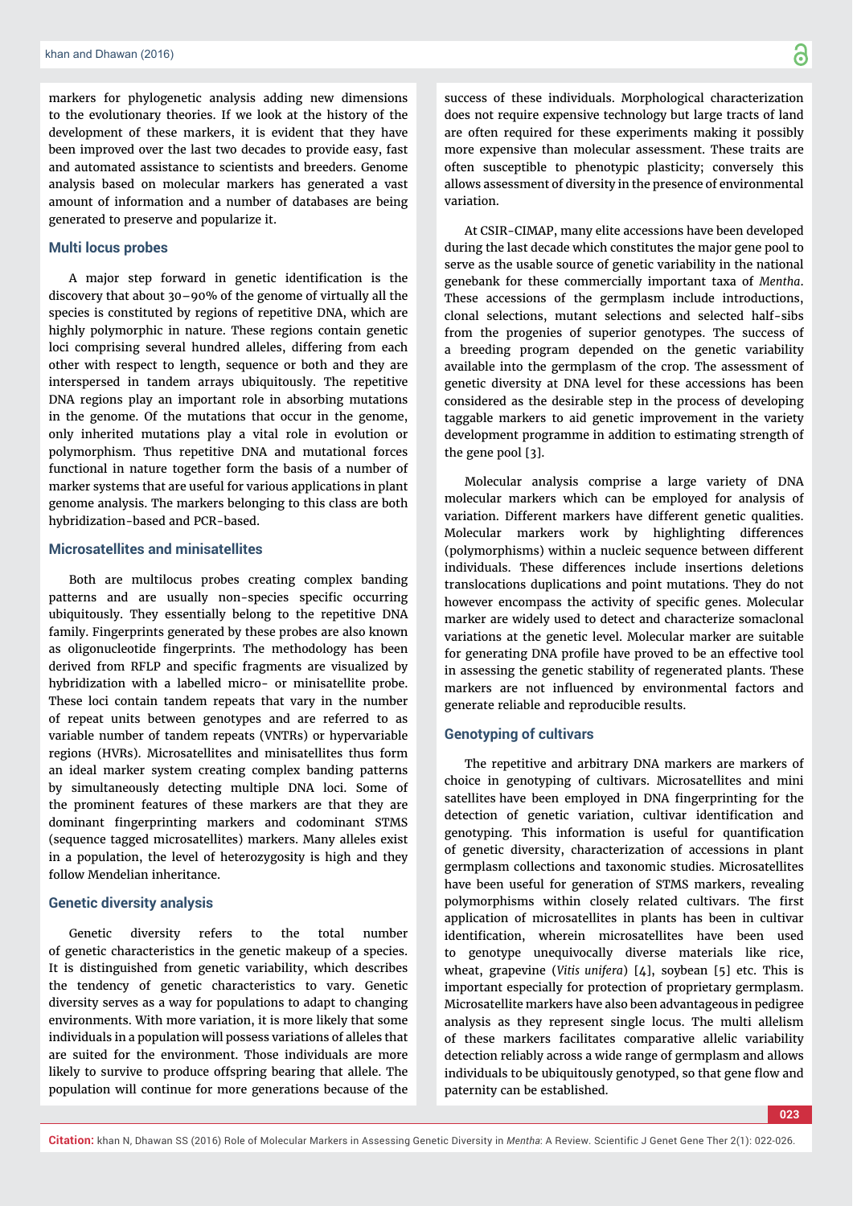markers for phylogenetic analysis adding new dimensions to the evolutionary theories. If we look at the history of the development of these markers, it is evident that they have been improved over the last two decades to provide easy, fast and automated assistance to scientists and breeders. Genome analysis based on molecular markers has generated a vast amount of information and a number of databases are being generated to preserve and popularize it.

## Multi locus probes

A major step forward in genetic identification is the discovery that about 30–90% of the genome of virtually all the species is constituted by regions of repetitive DNA, which are highly polymorphic in nature. These regions contain genetic loci comprising several hundred alleles, differing from each other with respect to length, sequence or both and they are interspersed in tandem arrays ubiquitously. The repetitive DNA regions play an important role in absorbing mutations in the genome. Of the mutations that occur in the genome, only inherited mutations play a vital role in evolution or polymorphism. Thus repetitive DNA and mutational forces functional in nature together form the basis of a number of marker systems that are useful for various applications in plant genome analysis. The markers belonging to this class are both hybridization-based and PCR-based.

## Microsatellites and minisatellites

Both are multilocus probes creating complex banding patterns and are usually non-species specific occurring ubiquitously. They essentially belong to the repetitive DNA family. Fingerprints generated by these probes are also known as oligonucleotide fingerprints. The methodology has been derived from RFLP and specific fragments are visualized by hybridization with a labelled micro- or minisatellite probe. These loci contain tandem repeats that vary in the number of repeat units between genotypes and are referred to as variable number of tandem repeats (VNTRs) or hypervariable regions (HVRs). Microsatellites and minisatellites thus form an ideal marker system creating complex banding patterns by simultaneously detecting multiple DNA loci. Some of the prominent features of these markers are that they are dominant fingerprinting markers and codominant STMS (sequence tagged microsatellites) markers. Many alleles exist in a population, the level of heterozygosity is high and they follow Mendelian inheritance.

## Genetic diversity analysis

Genetic diversity refers to the total number of genetic characteristics in the genetic makeup of a species. It is distinguished from genetic variability, which describes the tendency of genetic characteristics to vary. Genetic diversity serves as a way for populations to adapt to changing environments. With more variation, it is more likely that some individuals in a population will possess variations of alleles that are suited for the environment. Those individuals are more likely to survive to produce offspring bearing that allele. The population will continue for more generations because of the success of these individuals. Morphological characterization does not require expensive technology but large tracts of land are often required for these experiments making it possibly more expensive than molecular assessment. These traits are often susceptible to phenotypic plasticity; conversely this allows assessment of diversity in the presence of environmental variation.

At CSIR-CIMAP, many elite accessions have been developed during the last decade which constitutes the major gene pool to serve as the usable source of genetic variability in the national genebank for these commercially important taxa of *Mentha*. These accessions of the germplasm include introductions, clonal selections, mutant selections and selected half-sibs from the progenies of superior genotypes. The success of a breeding program depended on the genetic variability available into the germplasm of the crop. The assessment of genetic diversity at DNA level for these accessions has been considered as the desirable step in the process of developing taggable markers to aid genetic improvement in the variety development programme in addition to estimating strength of the gene pool [3].

Molecular analysis comprise a large variety of DNA molecular markers which can be employed for analysis of variation. Different markers have different genetic qualities. Molecular markers work by highlighting differences (polymorphisms) within a nucleic sequence between different individuals. These differences include insertions deletions translocations duplications and point mutations. They do not however encompass the activity of specific genes. Molecular marker are widely used to detect and characterize somaclonal variations at the genetic level. Molecular marker are suitable for generating DNA profile have proved to be an effective tool in assessing the genetic stability of regenerated plants. These markers are not influenced by environmental factors and generate reliable and reproducible results.

## Genotyping of cultivars

The repetitive and arbitrary DNA markers are markers of choice in genotyping of cultivars. Microsatellites and mini satellites have been employed in DNA fingerprinting for the detection of genetic variation, cultivar identification and genotyping. This information is useful for quantification of genetic diversity, characterization of accessions in plant germplasm collections and taxonomic studies. Microsatellites have been useful for generation of STMS markers, revealing polymorphisms within closely related cultivars. The first application of microsatellites in plants has been in cultivar identification, wherein microsatellites have been used to genotype unequivocally diverse materials like rice, wheat, grapevine (*Vitis unifera*) [4], soybean [5] etc. This is important especially for protection of proprietary germplasm. Microsatellite markers have also been advantageous in pedigree analysis as they represent single locus. The multi allelism of these markers facilitates comparative allelic variability detection reliably across a wide range of germplasm and allows individuals to be ubiquitously genotyped, so that gene flow and paternity can be established.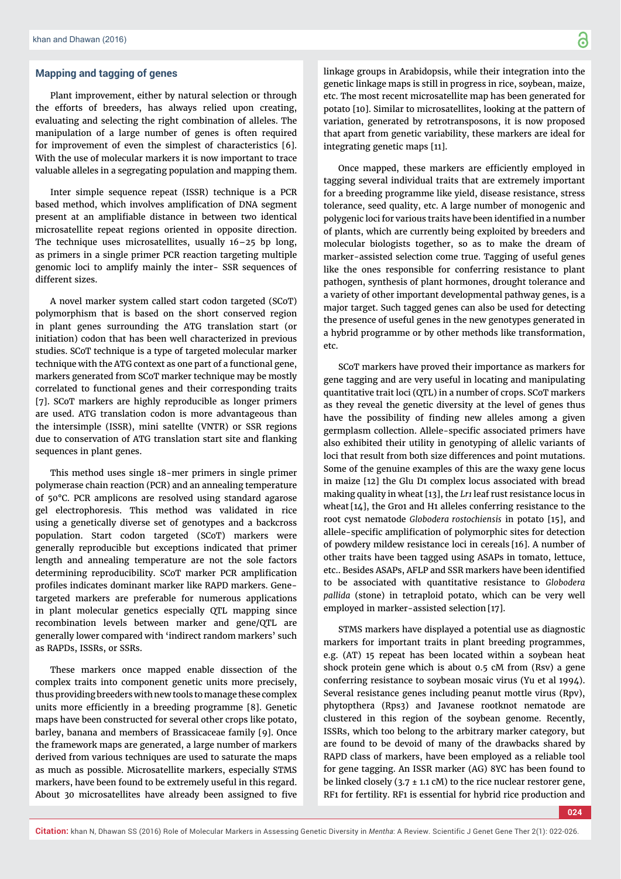## Mapping and tagging of genes

Plant improvement, either by natural selection or through the efforts of breeders, has always relied upon creating, evaluating and selecting the right combination of alleles. The manipulation of a large number of genes is often required for improvement of even the simplest of characteristics [6]. With the use of molecular markers it is now important to trace valuable alleles in a segregating population and mapping them.

Inter simple sequence repeat (ISSR) technique is a PCR based method, which involves amplification of DNA segment present at an amplifiable distance in between two identical microsatellite repeat regions oriented in opposite direction. The technique uses microsatellites, usually 16–25 bp long, as primers in a single primer PCR reaction targeting multiple genomic loci to amplify mainly the inter- SSR sequences of different sizes.

A novel marker system called start codon targeted (SCoT) polymorphism that is based on the short conserved region in plant genes surrounding the ATG translation start (or initiation) codon that has been well characterized in previous studies. SCoT technique is a type of targeted molecular marker technique with the ATG context as one part of a functional gene, markers generated from SCoT marker technique may be mostly correlated to functional genes and their corresponding traits [7]. SCoT markers are highly reproducible as longer primers are used. ATG translation codon is more advantageous than the intersimple (ISSR), mini satellte (VNTR) or SSR regions due to conservation of ATG translation start site and flanking sequences in plant genes.

This method uses single 18-mer primers in single primer polymerase chain reaction (PCR) and an annealing temperature of 50°C. PCR amplicons are resolved using standard agarose gel electrophoresis. This method was validated in rice using a genetically diverse set of genotypes and a backcross population. Start codon targeted (SCoT) markers were generally reproducible but exceptions indicated that primer length and annealing temperature are not the sole factors determining reproducibility. SCoT marker PCR amplification profiles indicates dominant marker like RAPD markers. Gene-targeted markers are preferable for numerous applications in plant molecular genetics especially QTL mapping since recombination levels between marker and gene/QTL are generally lower compared with 'indirect random markers' such as RAPDs, ISSRs, or SSRs.

These markers once mapped enable dissection of the complex traits into component genetic units more precisely, thus providing breeders with new tools to manage these complex units more efficiently in a breeding programme [8]. Genetic maps have been constructed for several other crops like potato, barley, banana and members of Brassicaceae family [9]. Once the framework maps are generated, a large number of markers derived from various techniques are used to saturate the maps as much as possible. Microsatellite markers, especially STMS markers, have been found to be extremely useful in this regard. About 30 microsatellites have already been assigned to five linkage groups in Arabidopsis, while their integration into the genetic linkage maps is still in progress in rice, soybean, maize, etc. The most recent microsatellite map has been generated for potato [10]. Similar to microsatellites, looking at the pattern of variation, generated by retrotransposons, it is now proposed that apart from genetic variability, these markers are ideal for integrating genetic maps [11].

Once mapped, these markers are efficiently employed in tagging several individual traits that are extremely important for a breeding programme like yield, disease resistance, stress tolerance, seed quality, etc. A large number of monogenic and polygenic loci for various traits have been identified in a number of plants, which are currently being exploited by breeders and molecular biologists together, so as to make the dream of marker-assisted selection come true. Tagging of useful genes like the ones responsible for conferring resistance to plant pathogen, synthesis of plant hormones, drought tolerance and a variety of other important developmental pathway genes, is a major target. Such tagged genes can also be used for detecting the presence of useful genes in the new genotypes generated in a hybrid programme or by other methods like transformation, etc.

SCoT markers have proved their importance as markers for gene tagging and are very useful in locating and manipulating quantitative trait loci (QTL) in a number of crops. SCoT markers as they reveal the genetic diversity at the level of genes thus have the possibility of finding new alleles among a given germplasm collection. Allele-specific associated primers have also exhibited their utility in genotyping of allelic variants of loci that result from both size differences and point mutations. Some of the genuine examples of this are the waxy gene locus in maize [12] the Glu D1 complex locus associated with bread making quality in wheat [13], the *Lr1* leaf rust resistance locus in wheat [14], the Gro1 and H1 alleles conferring resistance to the root cyst nematode *Globodera rostochiensis* in potato [15], and allele-specific amplification of polymorphic sites for detection of powdery mildew resistance loci in cereals [16]. A number of other traits have been tagged using ASAPs in tomato, lettuce, etc.. Besides ASAPs, AFLP and SSR markers have been identified to be associated with quantitative resistance to *Globodera pallida* (stone) in tetraploid potato, which can be very well employed in marker-assisted selection [17].

STMS markers have displayed a potential use as diagnostic markers for important traits in plant breeding programmes, e.g. (AT) 15 repeat has been located within a soybean heat shock protein gene which is about 0.5 cM from (Rsv) a gene conferring resistance to soybean mosaic virus (Yu et al 1994). Several resistance genes including peanut mottle virus (Rpv), phytopthera (Rps3) and Javanese rootknot nematode are clustered in this region of the soybean genome. Recently, ISSRs, which too belong to the arbitrary marker category, but are found to be devoid of many of the drawbacks shared by RAPD class of markers, have been employed as a reliable tool for gene tagging. An ISSR marker (AG) 8YC has been found to be linked closely (3.7 ± 1.1 cM) to the rice nuclear restorer gene, RF1 for fertility. RF1 is essential for hybrid rice production and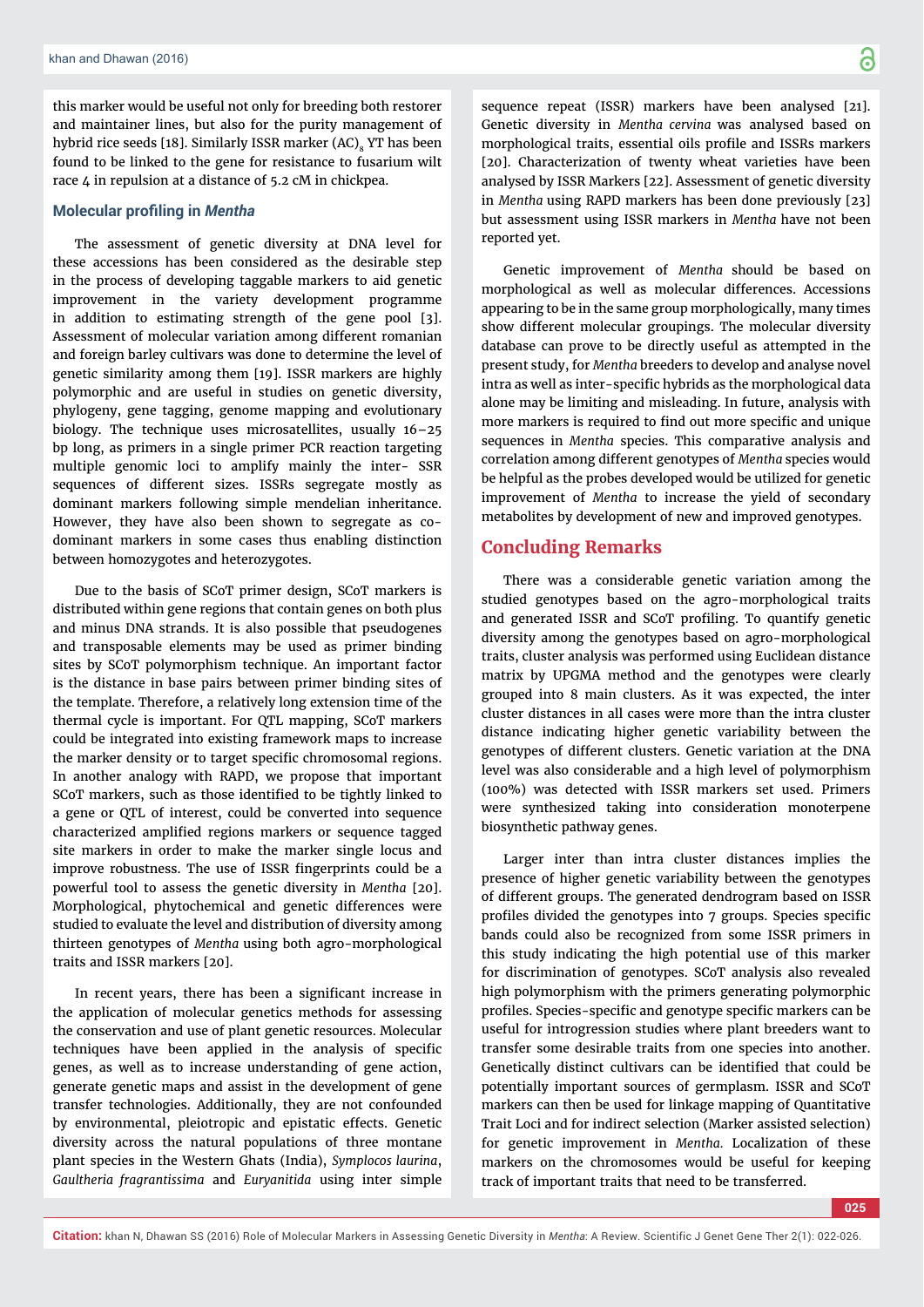this marker would be useful not only for breeding both restorer and maintainer lines, but also for the purity management of hybrid rice seeds [18]. Similarly ISSR marker $(AC)_8$ YT has been found to be linked to the gene for resistance to fusarium wilt race 4 in repulsion at a distance of 5.2 cM in chickpea.

### Molecular profiling in *Mentha*

The assessment of genetic diversity at DNA level for these accessions has been considered as the desirable step in the process of developing taggable markers to aid genetic improvement in the variety development programme in addition to estimating strength of the gene pool [3]. Assessment of molecular variation among different romanian and foreign barley cultivars was done to determine the level of genetic similarity among them [19]. ISSR markers are highly polymorphic and are useful in studies on genetic diversity, phylogeny, gene tagging, genome mapping and evolutionary biology. The technique uses microsatellites, usually 16–25 bp long, as primers in a single primer PCR reaction targeting multiple genomic loci to amplify mainly the inter- SSR sequences of different sizes. ISSRs segregate mostly as dominant markers following simple mendelian inheritance. However, they have also been shown to segregate as co-dominant markers in some cases thus enabling distinction between homozygotes and heterozygotes.

Due to the basis of SCoT primer design, SCoT markers is distributed within gene regions that contain genes on both plus and minus DNA strands. It is also possible that pseudogenes and transposable elements may be used as primer binding sites by SCoT polymorphism technique. An important factor is the distance in base pairs between primer binding sites of the template. Therefore, a relatively long extension time of the thermal cycle is important. For QTL mapping, SCoT markers could be integrated into existing framework maps to increase the marker density or to target specific chromosomal regions. In another analogy with RAPD, we propose that important SCoT markers, such as those identified to be tightly linked to a gene or QTL of interest, could be converted into sequence characterized amplified regions markers or sequence tagged site markers in order to make the marker single locus and improve robustness. The use of ISSR fingerprints could be a powerful tool to assess the genetic diversity in *Mentha* [20]. Morphological, phytochemical and genetic differences were studied to evaluate the level and distribution of diversity among thirteen genotypes of *Mentha* using both agro-morphological traits and ISSR markers [20].

In recent years, there has been a significant increase in the application of molecular genetics methods for assessing the conservation and use of plant genetic resources. Molecular techniques have been applied in the analysis of specific genes, as well as to increase understanding of gene action, generate genetic maps and assist in the development of gene transfer technologies. Additionally, they are not confounded by environmental, pleiotropic and epistatic effects. Genetic diversity across the natural populations of three montane plant species in the Western Ghats (India), *Symplocos laurina*, *Gaultheria fragrantissima* and *Euryanitida* using inter simple sequence repeat (ISSR) markers have been analysed [21]. Genetic diversity in *Mentha cervina* was analysed based on morphological traits, essential oils profile and ISSRs markers [20]. Characterization of twenty wheat varieties have been analysed by ISSR Markers [22]. Assessment of genetic diversity in *Mentha* using RAPD markers has been done previously [23] but assessment using ISSR markers in *Mentha* have not been reported yet.

Genetic improvement of *Mentha* should be based on morphological as well as molecular differences. Accessions appearing to be in the same group morphologically, many times show different molecular groupings. The molecular diversity database can prove to be directly useful as attempted in the present study, for *Mentha* breeders to develop and analyse novel intra as well as inter-specific hybrids as the morphological data alone may be limiting and misleading. In future, analysis with more markers is required to find out more specific and unique sequences in *Mentha* species. This comparative analysis and correlation among different genotypes of *Mentha* species would be helpful as the probes developed would be utilized for genetic improvement of *Mentha* to increase the yield of secondary metabolites by development of new and improved genotypes.

## Concluding Remarks

There was a considerable genetic variation among the studied genotypes based on the agro-morphological traits and generated ISSR and SCoT profiling. To quantify genetic diversity among the genotypes based on agro-morphological traits, cluster analysis was performed using Euclidean distance matrix by UPGMA method and the genotypes were clearly grouped into 8 main clusters. As it was expected, the inter cluster distances in all cases were more than the intra cluster distance indicating higher genetic variability between the genotypes of different clusters. Genetic variation at the DNA level was also considerable and a high level of polymorphism (100%) was detected with ISSR markers set used. Primers were synthesized taking into consideration monoterpene biosynthetic pathway genes.

Larger inter than intra cluster distances implies the presence of higher genetic variability between the genotypes of different groups. The generated dendrogram based on ISSR profiles divided the genotypes into 7 groups. Species specific bands could also be recognized from some ISSR primers in this study indicating the high potential use of this marker for discrimination of genotypes. SCoT analysis also revealed high polymorphism with the primers generating polymorphic profiles. Species-specific and genotype specific markers can be useful for introgression studies where plant breeders want to transfer some desirable traits from one species into another. Genetically distinct cultivars can be identified that could be potentially important sources of germplasm. ISSR and SCoT markers can then be used for linkage mapping of Quantitative Trait Loci and for indirect selection (Marker assisted selection) for genetic improvement in *Mentha.* Localization of these markers on the chromosomes would be useful for keeping track of important traits that need to be transferred.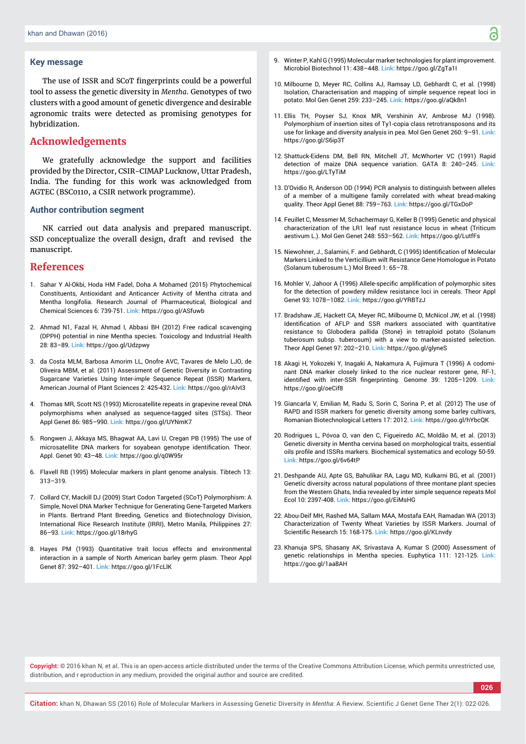### Key message

The use of ISSR and SCoT fingerprints could be a powerful tool to assess the genetic diversity in *Mentha*. Genotypes of two clusters with a good amount of genetic divergence and desirable agronomic traits were detected as promising genotypes for hybridization.

## Acknowledgements

We gratefully acknowledge the support and facilities provided by the Director, CSIR-CIMAP Lucknow, Uttar Pradesh, India. The funding for this work was acknowledged from AGTEC (BSC0110, a CSIR network programme).

### Author contribution segment

NK carried out data analysis and prepared manuscript. SSD conceptualize the overall design, draft and revised the manuscript.

## References

1. Sahar Y Al-Okbi, Hoda HM Fadel, Doha A Mohamed (2015) Phytochemical Constituents, Antioxidant and Anticancer Activity of Mentha citrata and Mentha longifolia. Research Journal of Pharmaceutical, Biological and Chemical Sciences 6: 739-751. Link: https://goo.gl/ASfuwb
2. Ahmad N1, Fazal H, Ahmad I, Abbasi BH (2012) Free radical scavenging (DPPH) potential in nine Mentha species. Toxicology and Industrial Health 28: 83–89. Link: https://goo.gl/Udzpwy
3. da Costa MLM, Barbosa Amorim LL, Onofre AVC, Tavares de Melo LJO, de Oliveira MBM, et al. (2011) Assessment of Genetic Diversity in Contrasting Sugarcane Varieties Using Inter-imple Sequence Repeat (ISSR) Markers, American Journal of Plant Sciences 2: 425-432. Link: https://goo.gl/rAIvI3
4. Thomas MR, Scott NS (1993) Microsatellite repeats in grapevine reveal DNA polymorphisms when analysed as sequence-tagged sites (STSs). Theor Appl Genet 86: 985–990. Link: https://goo.gl/UYNmK7
5. Rongwen J, Akkaya MS, Bhagwat AA, Lavi U, Cregan PB (1995) The use of microsatellite DNA markers for soyabean genotype identification. Theor. Appl. Genet 90: 43–48. Link: https://goo.gl/q0W95r
6. Flavell RB (1995) Molecular markers in plant genome analysis. Tibtech 13: 313–319.
7. Collard CY, Mackill DJ (2009) Start Codon Targeted (SCoT) Polymorphism: A Simple, Novel DNA Marker Technique for Generating Gene-Targeted Markers in Plants. Bertrand Plant Breeding, Genetics and Biotechnology Division, International Rice Research Institute (IRRI), Metro Manila, Philippines 27: 86–93. Link: https://goo.gl/18rhyG
8. Hayes PM (1993) Quantitative trait locus effects and environmental interaction in a sample of North American barley germ plasm. Theor Appl Genet 87: 392–401. Link: https://goo.gl/1FcLIK
9. Winter P, Kahl G (1995) Molecular marker technologies for plant improvement. Microbiol Biotechnol 11: 438–448. Link: https://goo.gl/ZgTa1I
10. Milbourne D, Meyer RC, Collins AJ, Ramsay LD, Gebhardt C, et al. (1998) Isolation, Characterisation and mapping of simple sequence repeat loci in potato. Mol Gen Genet 259: 233–245. Link: https://goo.gl/aQk8n1
11. Ellis TH, Poyser SJ, Knox MR, Vershinin AV, Ambrose MJ (1998). Polymorphism of insertion sites of Ty1-copia class retrotransposons and its use for linkage and diversity analysis in pea. Mol Gen Genet 260: 9–91. Link: https://goo.gl/S6ip3T
12. Shattuck-Eidens DM, Bell RN, Mitchell JT, McWhorter VC (1991) Rapid detection of maize DNA sequence variation. GATA 8: 240–245. Link: https://goo.gl/LTyTiM
13. D'Ovidio R, Anderson OD (1994) PCR analysis to distinguish between alleles of a member of a multigene family correlated with wheat bread-making quality. Theor Appl Genet 88: 759–763. Link: https://goo.gl/TGxDoP
14. Feuillet C, Messmer M, Schachermayr G, Keller B (1995) Genetic and physical characterization of the LR1 leaf rust resistance locus in wheat (Triticum aestivum L.). Mol Gen Genet 248: 553–562. Link: https://goo.gl/LutfFs
15. Niewohner, J., Salamini, F. and Gebhardt, C (1995) Identification of Molecular Markers Linked to the Verticillium wilt Resistance Gene Homologue in Potato (Solanum tuberosum L.) Mol Breed 1: 65–78.
16. Mohler V, Jahoor A (1996) Allele-specific amplification of polymorphic sites for the detection of powdery mildew resistance loci in cereals. Theor Appl Genet 93: 1078–1082. Link: https://goo.gl/YRBTzJ
17. Bradshaw JE, Hackett CA, Meyer RC, Milbourne D, McNicol JW, et al. (1998) Identification of AFLP and SSR markers associated with quantitative resistance to Globodera pallida (Stone) in tetraploid potato (Solanum tuberosum subsp. tuberosum) with a view to marker-assisted selection. Theor Appl Genet 97: 202–210. Link: https://goo.gl/glyneS
18. Akagi H, Yokozeki Y, Inagaki A, Nakamura A, Fujimura T (1996) A codominant DNA marker closely linked to the rice nuclear restorer gene, RF-1, identified with inter-SSR fingerprinting. Genome 39: 1205–1209. Link: https://goo.gl/oeCif8
19. Giancarla V, Emilian M, Radu S, Sorin C, Sorina P, et al. (2012) The use of RAPD and ISSR markers for genetic diversity among some barley cultivars, Romanian Biotechnological Letters 17: 2012. Link: https://goo.gl/hYbcQK
20. Rodrigues L, Póvoa O, van den C, Figueiredo AC, Moldão M, et al. (2013) Genetic diversity in Mentha cervina based on morphological traits, essential oils profile and ISSRs markers. Biochemical systematics and ecology 50-59. Link: https://goo.gl/6v64tP
21. Deshpande AU, Apte GS, Bahulikar RA, Lagu MD, Kulkarni BG, et al. (2001) Genetic diversity across natural populations of three montane plant species from the Western Ghats, India revealed by inter simple sequence repeats Mol Ecol 10: 2397-408. Link: https://goo.gl/EiMsHG
22. Abou-Deif MH, Rashed MA, Sallam MAA, Mostafa EAH, Ramadan WA (2013) Characterization of Twenty Wheat Varieties by ISSR Markers. Journal of Scientific Research 15: 168-175. Link: https://goo.gl/KLnvdy
23. Khanuja SPS, Shasany AK, Srivastava A, Kumar S (2000) Assessment of genetic relationships in Mentha species. Euphytica 111: 121-125. Link: https://goo.gl/1aa8AH

**Copyright:** © 2016 khan N, et al. This is an open-access article distributed under the terms of the Creative Commons Attribution License, which permits unrestricted use, distribution, and r eproduction in any medium, provided the original author and source are credited.